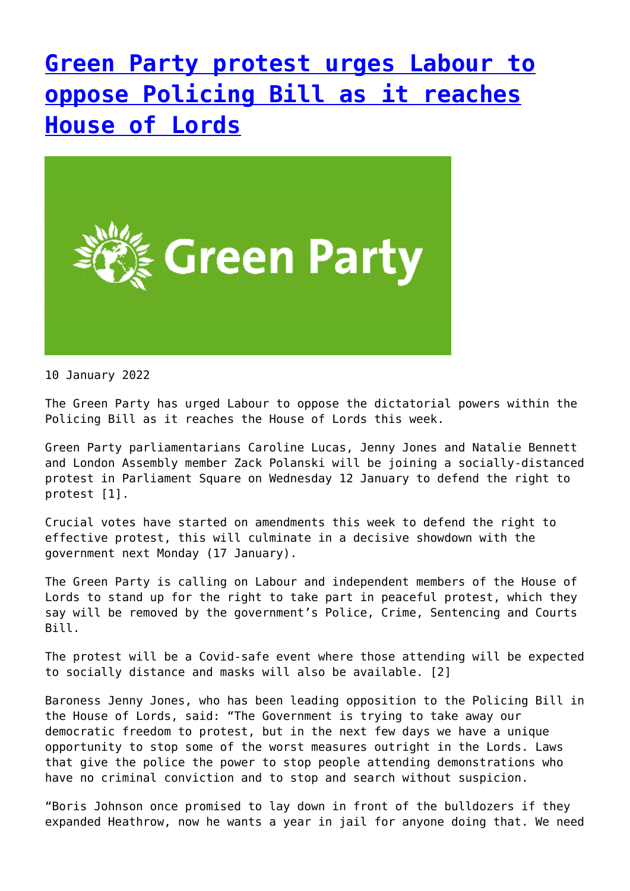# Green Party protest urges Labour to oppose Policing Bill as it reaches House of Lords

10 January 2022

The Green Party has urged Labour to oppose the dictatorial powers within the Policing Bill as it reaches the House of Lords this week.

Green Party parliamentarians Caroline Lucas, Jenny Jones and Natalie Bennett and London Assembly member Zack Polanski will be joining a socially-distanced protest in Parliament Square on Wednesday 12 January to defend the right to protest [1].

Crucial votes have started on amendments this week to defend the right to effective protest, this will culminate in a decisive showdown with the government next Monday (17 January).

The Green Party is calling on Labour and independent members of the House of Lords to stand up for the right to take part in peaceful protest, which they say will be removed by the government's Police, Crime, Sentencing and Courts Bill.

The protest will be a Covid-safe event where those attending will be expected to socially distance and masks will also be available. [2]

Baroness Jenny Jones, who has been leading opposition to the Policing Bill in the House of Lords, said: "The Government is trying to take away our democratic freedom to protest, but in the next few days we have a unique opportunity to stop some of the worst measures outright in the Lords. Laws that give the police the power to stop people attending demonstrations who have no criminal conviction and to stop and search without suspicion.

"Boris Johnson once promised to lay down in front of the bulldozers if they expanded Heathrow, now he wants a year in jail for anyone doing that. We need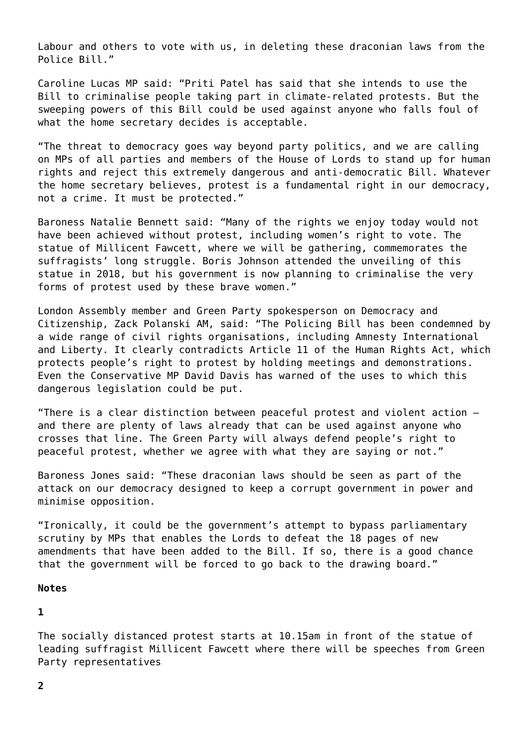Labour and others to vote with us, in deleting these draconian laws from the Police Bill."

Caroline Lucas MP said: "Priti Patel has said that she intends to use the Bill to criminalise people taking part in climate-related protests. But the sweeping powers of this Bill could be used against anyone who falls foul of what the home secretary decides is acceptable.

"The threat to democracy goes way beyond party politics, and we are calling on MPs of all parties and members of the House of Lords to stand up for human rights and reject this extremely dangerous and anti-democratic Bill. Whatever the home secretary believes, protest is a fundamental right in our democracy, not a crime. It must be protected."

Baroness Natalie Bennett said: "Many of the rights we enjoy today would not have been achieved without protest, including women's right to vote. The statue of Millicent Fawcett, where we will be gathering, commemorates the suffragists' long struggle. Boris Johnson attended the unveiling of this statue in 2018, but his government is now planning to criminalise the very forms of protest used by these brave women."

London Assembly member and Green Party spokesperson on Democracy and Citizenship, Zack Polanski AM, said: "The Policing Bill has been condemned by a wide range of civil rights organisations, including Amnesty International and Liberty. It clearly contradicts Article 11 of the Human Rights Act, which protects people's right to protest by holding meetings and demonstrations. Even the Conservative MP David Davis has warned of the uses to which this dangerous legislation could be put.

"There is a clear distinction between peaceful protest and violent action – and there are plenty of laws already that can be used against anyone who crosses that line. The Green Party will always defend people's right to peaceful protest, whether we agree with what they are saying or not."

Baroness Jones said: "These draconian laws should be seen as part of the attack on our democracy designed to keep a corrupt government in power and minimise opposition.

"Ironically, it could be the government's attempt to bypass parliamentary scrutiny by MPs that enables the Lords to defeat the 18 pages of new amendments that have been added to the Bill. If so, there is a good chance that the government will be forced to go back to the drawing board."

**Notes**

**1**

The socially distanced protest starts at 10.15am in front of the statue of leading suffragist Millicent Fawcett where there will be speeches from Green Party representatives

**2**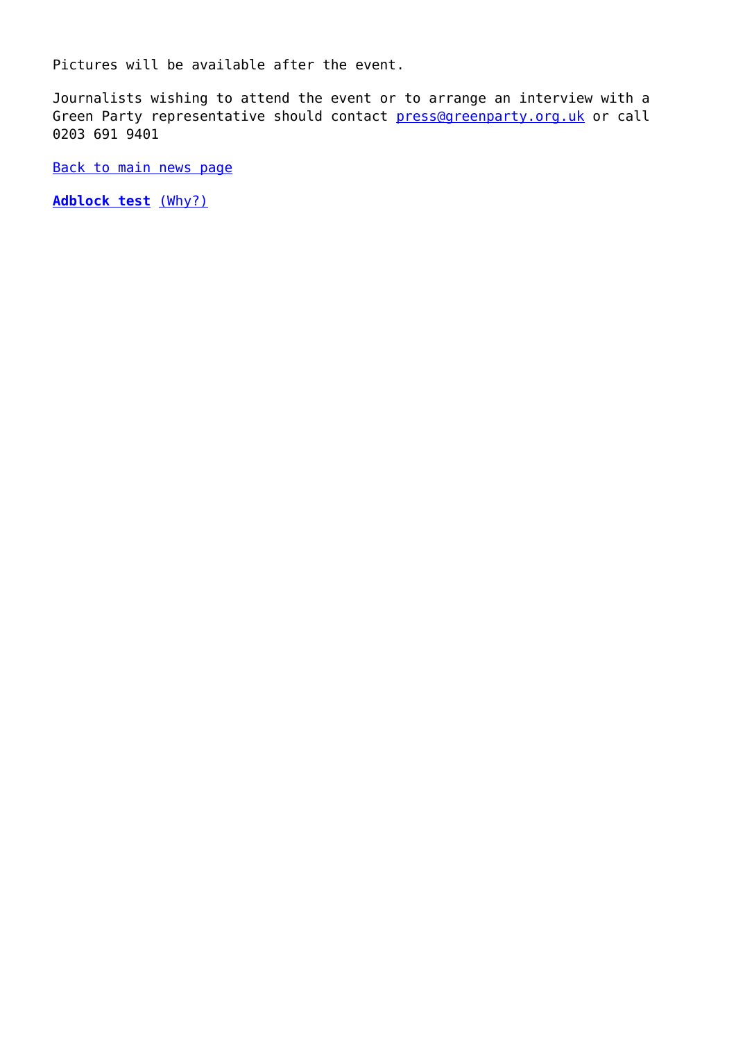Pictures will be available after the event.

Journalists wishing to attend the event or to arrange an interview with a Green Party representative should contact press@greenparty.org.uk or call 0203 691 9401

Back to main news page

**Adblock test** (Why?)